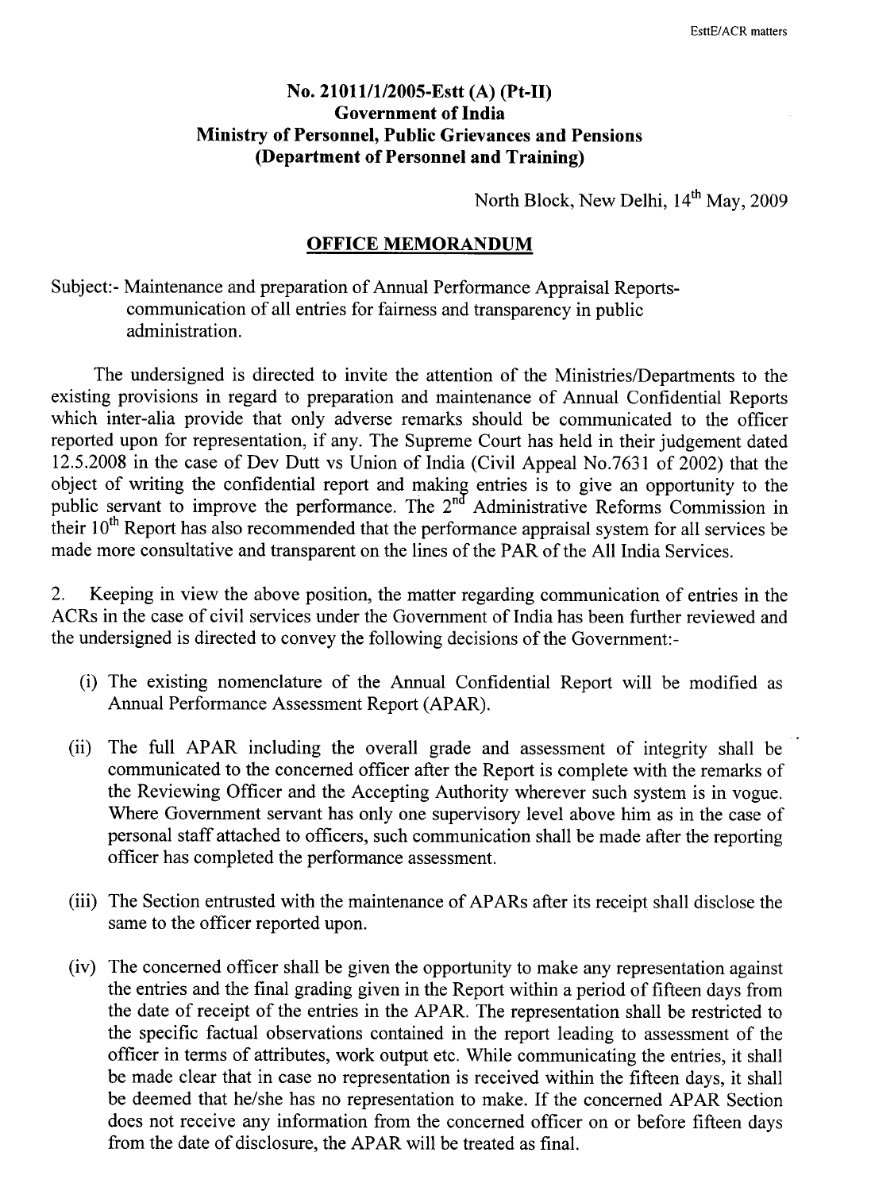**No. 21011/1/2005-Estt (A) (Pt-II)**
**Government of India**
**Ministry of Personnel, Public Grievances and Pensions**
**(Department of Personnel and Training)**

North Block, New Delhi, 14th May, 2009

## OFFICE MEMORANDUM

Subject:- Maintenance and preparation of Annual Performance Appraisal Reports-communication of all entries for fairness and transparency in public administration.

The undersigned is directed to invite the attention of the Ministries/Departments to the existing provisions in regard to preparation and maintenance of Annual Confidential Reports which inter-alia provide that only adverse remarks should be communicated to the officer reported upon for representation, if any. The Supreme Court has held in their judgement dated 12.5.2008 in the case of Dev Dutt vs Union of India (Civil Appeal No.7631 of 2002) that the object of writing the confidential report and making entries is to give an opportunity to the public servant to improve the performance. The 2nd Administrative Reforms Commission in their 10th Report has also recommended that the performance appraisal system for all services be made more consultative and transparent on the lines of the PAR of the All India Services.

2. Keeping in view the above position, the matter regarding communication of entries in the ACRs in the case of civil services under the Government of India has been further reviewed and the undersigned is directed to convey the following decisions of the Government:-

(i) The existing nomenclature of the Annual Confidential Report will be modified as Annual Performance Assessment Report (APAR).

(ii) The full APAR including the overall grade and assessment of integrity shall be communicated to the concerned officer after the Report is complete with the remarks of the Reviewing Officer and the Accepting Authority wherever such system is in vogue. Where Government servant has only one supervisory level above him as in the case of personal staff attached to officers, such communication shall be made after the reporting officer has completed the performance assessment.

(iii) The Section entrusted with the maintenance of APARs after its receipt shall disclose the same to the officer reported upon.

(iv) The concerned officer shall be given the opportunity to make any representation against the entries and the final grading given in the Report within a period of fifteen days from the date of receipt of the entries in the APAR. The representation shall be restricted to the specific factual observations contained in the report leading to assessment of the officer in terms of attributes, work output etc. While communicating the entries, it shall be made clear that in case no representation is received within the fifteen days, it shall be deemed that he/she has no representation to make. If the concerned APAR Section does not receive any information from the concerned officer on or before fifteen days from the date of disclosure, the APAR will be treated as final.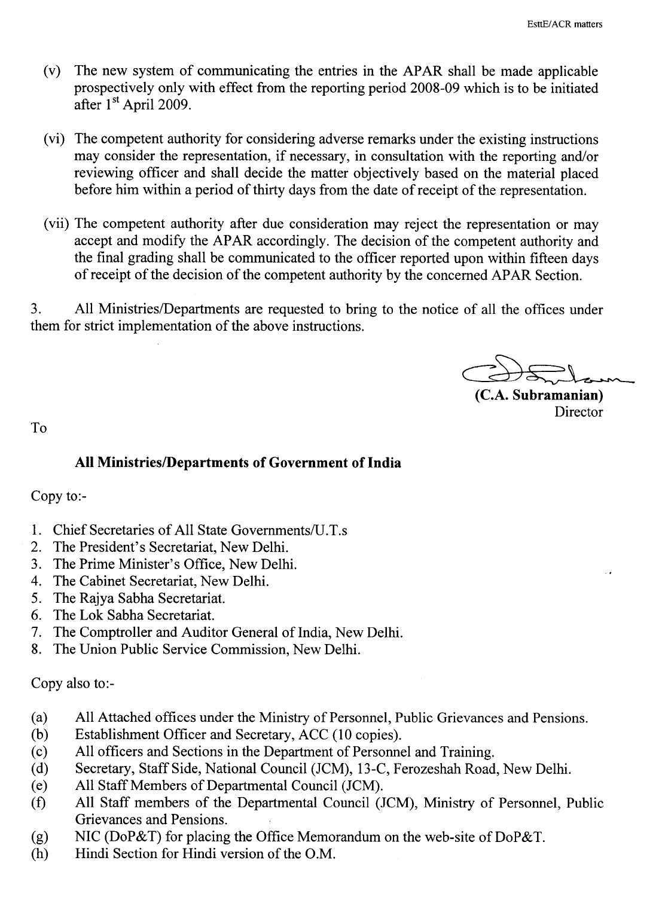(v) The new system of communicating the entries in the APAR shall be made applicable prospectively only with effect from the reporting period 2008-09 which is to be initiated after 1st April 2009.

(vi) The competent authority for considering adverse remarks under the existing instructions may consider the representation, if necessary, in consultation with the reporting and/or reviewing officer and shall decide the matter objectively based on the material placed before him within a period of thirty days from the date of receipt of the representation.

(vii) The competent authority after due consideration may reject the representation or may accept and modify the APAR accordingly. The decision of the competent authority and the final grading shall be communicated to the officer reported upon within fifteen days of receipt of the decision of the competent authority by the concerned APAR Section.

3. All Ministries/Departments are requested to bring to the notice of all the offices under them for strict implementation of the above instructions.

**(C.A. Subramanian)**
Director

To

**All Ministries/Departments of Government of India**

Copy to:-

1. Chief Secretaries of All State Governments/U.T.s
2. The President's Secretariat, New Delhi.
3. The Prime Minister's Office, New Delhi.
4. The Cabinet Secretariat, New Delhi.
5. The Rajya Sabha Secretariat.
6. The Lok Sabha Secretariat.
7. The Comptroller and Auditor General of India, New Delhi.
8. The Union Public Service Commission, New Delhi.

Copy also to:-

(a) All Attached offices under the Ministry of Personnel, Public Grievances and Pensions.
(b) Establishment Officer and Secretary, ACC (10 copies).
(c) All officers and Sections in the Department of Personnel and Training.
(d) Secretary, Staff Side, National Council (JCM), 13-C, Ferozeshah Road, New Delhi.
(e) All Staff Members of Departmental Council (JCM).
(f) All Staff members of the Departmental Council (JCM), Ministry of Personnel, Public Grievances and Pensions.
(g) NIC (DoP&T) for placing the Office Memorandum on the web-site of DoP&T.
(h) Hindi Section for Hindi version of the O.M.